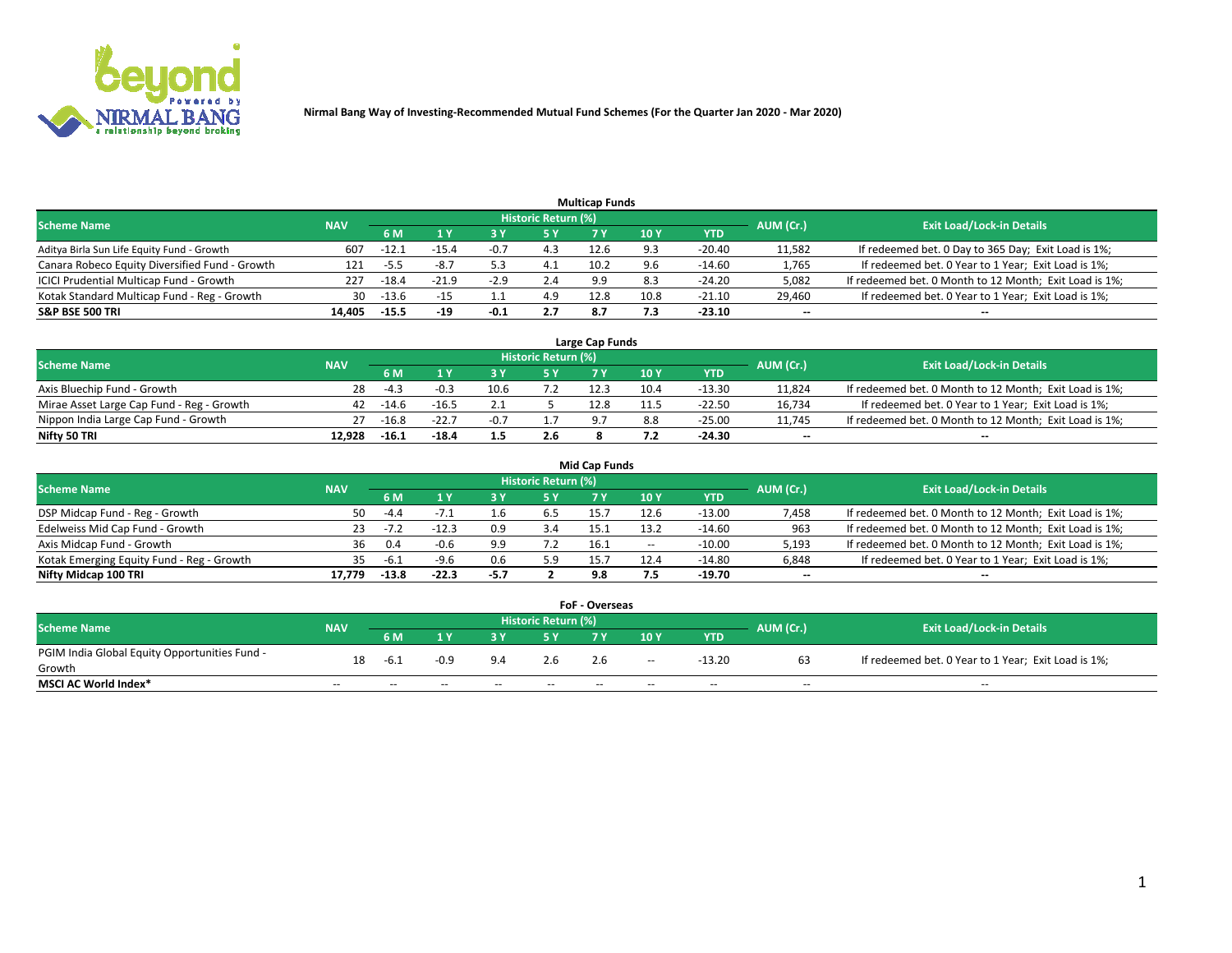# Nirmal Bang Way of Investing-Recommended Mutual Fund Schemes (For the Quarter Jan 2020 - Mar 2020)

## Multicap Funds

| Scheme Name | NAV | Historic Return (%) | | | | | | | AUM (Cr.) | Exit Load/Lock-in Details |
|---|---|---|---|---|---|---|---|---|---|---|
| | | 6 M | 1 Y | 3 Y | 5 Y | 7 Y | 10 Y | YTD | | |
| Aditya Birla Sun Life Equity Fund - Growth | 607 | -12.1 | -15.4 | -0.7 | 4.3 | 12.6 | 9.3 | -20.40 | 11,582 | If redeemed bet. 0 Day to 365 Day; Exit Load is 1%; |
| Canara Robeco Equity Diversified Fund - Growth | 121 | -5.5 | -8.7 | 5.3 | 4.1 | 10.2 | 9.6 | -14.60 | 1,765 | If redeemed bet. 0 Year to 1 Year; Exit Load is 1%; |
| ICICI Prudential Multicap Fund - Growth | 227 | -18.4 | -21.9 | -2.9 | 2.4 | 9.9 | 8.3 | -24.20 | 5,082 | If redeemed bet. 0 Month to 12 Month; Exit Load is 1%; |
| Kotak Standard Multicap Fund - Reg - Growth | 30 | -13.6 | -15 | 1.1 | 4.9 | 12.8 | 10.8 | -21.10 | 29,460 | If redeemed bet. 0 Year to 1 Year; Exit Load is 1%; |
| **S&P BSE 500 TRI** | **14,405** | **-15.5** | **-19** | **-0.1** | **2.7** | **8.7** | **7.3** | **-23.10** | **--** | **--** |

## Large Cap Funds

| Scheme Name | NAV | Historic Return (%) | | | | | | | AUM (Cr.) | Exit Load/Lock-in Details |
|---|---|---|---|---|---|---|---|---|---|---|
| | | 6 M | 1 Y | 3 Y | 5 Y | 7 Y | 10 Y | YTD | | |
| Axis Bluechip Fund - Growth | 28 | -4.3 | -0.3 | 10.6 | 7.2 | 12.3 | 10.4 | -13.30 | 11,824 | If redeemed bet. 0 Month to 12 Month; Exit Load is 1%; |
| Mirae Asset Large Cap Fund - Reg - Growth | 42 | -14.6 | -16.5 | 2.1 | 5 | 12.8 | 11.5 | -22.50 | 16,734 | If redeemed bet. 0 Year to 1 Year; Exit Load is 1%; |
| Nippon India Large Cap Fund - Growth | 27 | -16.8 | -22.7 | -0.7 | 1.7 | 9.7 | 8.8 | -25.00 | 11,745 | If redeemed bet. 0 Month to 12 Month; Exit Load is 1%; |
| **Nifty 50 TRI** | **12,928** | **-16.1** | **-18.4** | **1.5** | **2.6** | **8** | **7.2** | **-24.30** | **--** | **--** |

## Mid Cap Funds

| Scheme Name | NAV | Historic Return (%) | | | | | | | AUM (Cr.) | Exit Load/Lock-in Details |
|---|---|---|---|---|---|---|---|---|---|---|
| | | 6 M | 1 Y | 3 Y | 5 Y | 7 Y | 10 Y | YTD | | |
| DSP Midcap Fund - Reg - Growth | 50 | -4.4 | -7.1 | 1.6 | 6.5 | 15.7 | 12.6 | -13.00 | 7,458 | If redeemed bet. 0 Month to 12 Month; Exit Load is 1%; |
| Edelweiss Mid Cap Fund - Growth | 23 | -7.2 | -12.3 | 0.9 | 3.4 | 15.1 | 13.2 | -14.60 | 963 | If redeemed bet. 0 Month to 12 Month; Exit Load is 1%; |
| Axis Midcap Fund - Growth | 36 | 0.4 | -0.6 | 9.9 | 7.2 | 16.1 | -- | -10.00 | 5,193 | If redeemed bet. 0 Month to 12 Month; Exit Load is 1%; |
| Kotak Emerging Equity Fund - Reg - Growth | 35 | -6.1 | -9.6 | 0.6 | 5.9 | 15.7 | 12.4 | -14.80 | 6,848 | If redeemed bet. 0 Year to 1 Year; Exit Load is 1%; |
| **Nifty Midcap 100 TRI** | **17,779** | **-13.8** | **-22.3** | **-5.7** | **2** | **9.8** | **7.5** | **-19.70** | **--** | **--** |

## FoF - Overseas

| Scheme Name | NAV | Historic Return (%) | | | | | | | AUM (Cr.) | Exit Load/Lock-in Details |
|---|---|---|---|---|---|---|---|---|---|---|
| | | 6 M | 1 Y | 3 Y | 5 Y | 7 Y | 10 Y | YTD | | |
| PGIM India Global Equity Opportunities Fund - Growth | 18 | -6.1 | -0.9 | 9.4 | 2.6 | 2.6 | -- | -13.20 | 63 | If redeemed bet. 0 Year to 1 Year; Exit Load is 1%; |
| **MSCI AC World Index*** | -- | -- | -- | -- | -- | -- | -- | -- | -- | -- |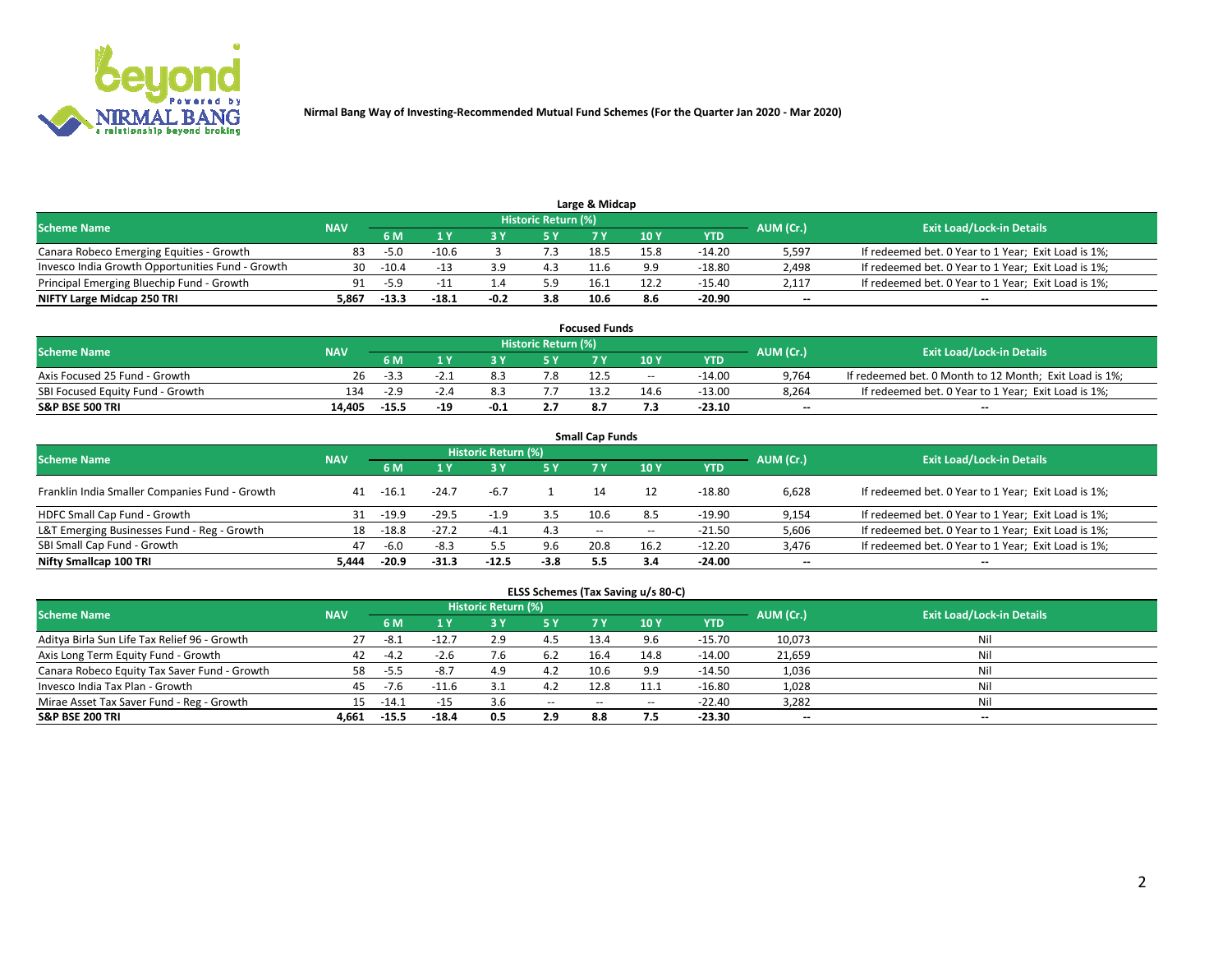**Nirmal Bang Way of Investing-Recommended Mutual Fund Schemes (For the Quarter Jan 2020 - Mar 2020)**

## Large & Midcap

| Scheme Name | NAV | Historic Return (%) | | | | | | | AUM (Cr.) | Exit Load/Lock-in Details |
|---|---|---|---|---|---|---|---|---|---|---|
| | | 6 M | 1 Y | 3 Y | 5 Y | 7 Y | 10 Y | YTD | | |
| Canara Robeco Emerging Equities - Growth | 83 | -5.0 | -10.6 | 3 | 7.3 | 18.5 | 15.8 | -14.20 | 5,597 | If redeemed bet. 0 Year to 1 Year; Exit Load is 1%; |
| Invesco India Growth Opportunities Fund - Growth | 30 | -10.4 | -13 | 3.9 | 4.3 | 11.6 | 9.9 | -18.80 | 2,498 | If redeemed bet. 0 Year to 1 Year; Exit Load is 1%; |
| Principal Emerging Bluechip Fund - Growth | 91 | -5.9 | -11 | 1.4 | 5.9 | 16.1 | 12.2 | -15.40 | 2,117 | If redeemed bet. 0 Year to 1 Year; Exit Load is 1%; |
| **NIFTY Large Midcap 250 TRI** | **5,867** | **-13.3** | **-18.1** | **-0.2** | **3.8** | **10.6** | **8.6** | **-20.90** | **--** | **--** |

## Focused Funds

| Scheme Name | NAV | Historic Return (%) | | | | | | | AUM (Cr.) | Exit Load/Lock-in Details |
|---|---|---|---|---|---|---|---|---|---|---|
| | | 6 M | 1 Y | 3 Y | 5 Y | 7 Y | 10 Y | YTD | | |
| Axis Focused 25 Fund - Growth | 26 | -3.3 | -2.1 | 8.3 | 7.8 | 12.5 | -- | -14.00 | 9,764 | If redeemed bet. 0 Month to 12 Month; Exit Load is 1%; |
| SBI Focused Equity Fund - Growth | 134 | -2.9 | -2.4 | 8.3 | 7.7 | 13.2 | 14.6 | -13.00 | 8,264 | If redeemed bet. 0 Year to 1 Year; Exit Load is 1%; |
| **S&P BSE 500 TRI** | **14,405** | **-15.5** | **-19** | **-0.1** | **2.7** | **8.7** | **7.3** | **-23.10** | **--** | **--** |

## Small Cap Funds

| Scheme Name | NAV | Historic Return (%) | | | | | | | AUM (Cr.) | Exit Load/Lock-in Details |
|---|---|---|---|---|---|---|---|---|---|---|
| | | 6 M | 1 Y | 3 Y | 5 Y | 7 Y | 10 Y | YTD | | |
| Franklin India Smaller Companies Fund - Growth | 41 | -16.1 | -24.7 | -6.7 | 1 | 14 | 12 | -18.80 | 6,628 | If redeemed bet. 0 Year to 1 Year; Exit Load is 1%; |
| HDFC Small Cap Fund - Growth | 31 | -19.9 | -29.5 | -1.9 | 3.5 | 10.6 | 8.5 | -19.90 | 9,154 | If redeemed bet. 0 Year to 1 Year; Exit Load is 1%; |
| L&T Emerging Businesses Fund - Reg - Growth | 18 | -18.8 | -27.2 | -4.1 | 4.3 | -- | -- | -21.50 | 5,606 | If redeemed bet. 0 Year to 1 Year; Exit Load is 1%; |
| SBI Small Cap Fund - Growth | 47 | -6.0 | -8.3 | 5.5 | 9.6 | 20.8 | 16.2 | -12.20 | 3,476 | If redeemed bet. 0 Year to 1 Year; Exit Load is 1%; |
| **Nifty Smallcap 100 TRI** | **5,444** | **-20.9** | **-31.3** | **-12.5** | **-3.8** | **5.5** | **3.4** | **-24.00** | **--** | **--** |

## ELSS Schemes (Tax Saving u/s 80-C)

| Scheme Name | NAV | Historic Return (%) | | | | | | | AUM (Cr.) | Exit Load/Lock-in Details |
|---|---|---|---|---|---|---|---|---|---|---|
| | | 6 M | 1 Y | 3 Y | 5 Y | 7 Y | 10 Y | YTD | | |
| Aditya Birla Sun Life Tax Relief 96 - Growth | 27 | -8.1 | -12.7 | 2.9 | 4.5 | 13.4 | 9.6 | -15.70 | 10,073 | Nil |
| Axis Long Term Equity Fund - Growth | 42 | -4.2 | -2.6 | 7.6 | 6.2 | 16.4 | 14.8 | -14.00 | 21,659 | Nil |
| Canara Robeco Equity Tax Saver Fund - Growth | 58 | -5.5 | -8.7 | 4.9 | 4.2 | 10.6 | 9.9 | -14.50 | 1,036 | Nil |
| Invesco India Tax Plan - Growth | 45 | -7.6 | -11.6 | 3.1 | 4.2 | 12.8 | 11.1 | -16.80 | 1,028 | Nil |
| Mirae Asset Tax Saver Fund - Reg - Growth | 15 | -14.1 | -15 | 3.6 | -- | -- | -- | -22.40 | 3,282 | Nil |
| **S&P BSE 200 TRI** | **4,661** | **-15.5** | **-18.4** | **0.5** | **2.9** | **8.8** | **7.5** | **-23.30** | **--** | **--** |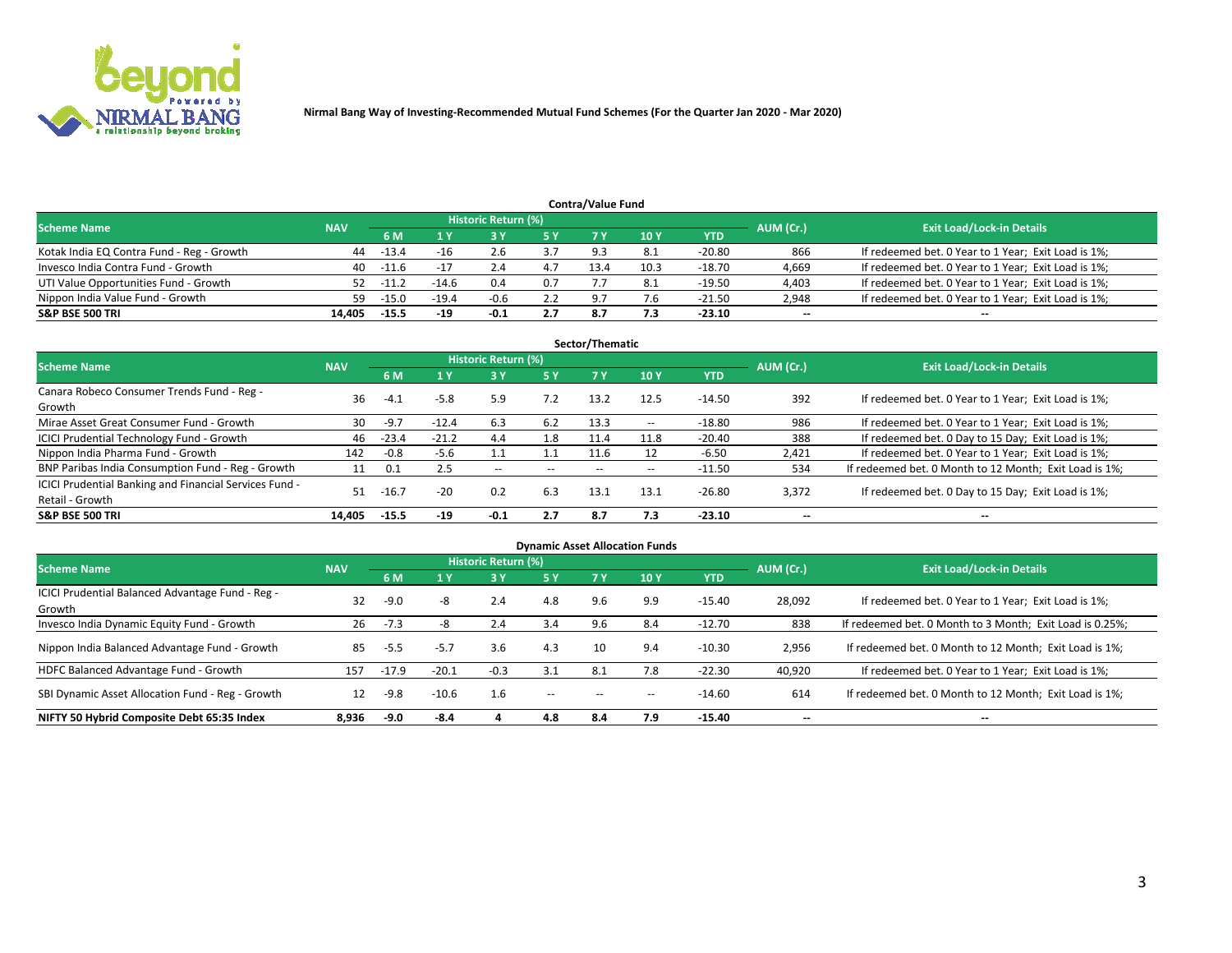Nirmal Bang Way of Investing-Recommended Mutual Fund Schemes (For the Quarter Jan 2020 - Mar 2020)

## Contra/Value Fund

| Scheme Name | NAV | Historic Return (%) | | | | | | | AUM (Cr.) | Exit Load/Lock-in Details |
|---|---|---|---|---|---|---|---|---|---|---|
| | | 6 M | 1 Y | 3 Y | 5 Y | 7 Y | 10 Y | YTD | | |
| Kotak India EQ Contra Fund - Reg - Growth | 44 | -13.4 | -16 | 2.6 | 3.7 | 9.3 | 8.1 | -20.80 | 866 | If redeemed bet. 0 Year to 1 Year; Exit Load is 1%; |
| Invesco India Contra Fund - Growth | 40 | -11.6 | -17 | 2.4 | 4.7 | 13.4 | 10.3 | -18.70 | 4,669 | If redeemed bet. 0 Year to 1 Year; Exit Load is 1%; |
| UTI Value Opportunities Fund - Growth | 52 | -11.2 | -14.6 | 0.4 | 0.7 | 7.7 | 8.1 | -19.50 | 4,403 | If redeemed bet. 0 Year to 1 Year; Exit Load is 1%; |
| Nippon India Value Fund - Growth | 59 | -15.0 | -19.4 | -0.6 | 2.2 | 9.7 | 7.6 | -21.50 | 2,948 | If redeemed bet. 0 Year to 1 Year; Exit Load is 1%; |
| **S&P BSE 500 TRI** | **14,405** | **-15.5** | **-19** | **-0.1** | **2.7** | **8.7** | **7.3** | **-23.10** | **--** | **--** |

## Sector/Thematic

| Scheme Name | NAV | Historic Return (%) | | | | | | | AUM (Cr.) | Exit Load/Lock-in Details |
|---|---|---|---|---|---|---|---|---|---|---|
| | | 6 M | 1 Y | 3 Y | 5 Y | 7 Y | 10 Y | YTD | | |
| Canara Robeco Consumer Trends Fund - Reg - Growth | 36 | -4.1 | -5.8 | 5.9 | 7.2 | 13.2 | 12.5 | -14.50 | 392 | If redeemed bet. 0 Year to 1 Year; Exit Load is 1%; |
| Mirae Asset Great Consumer Fund - Growth | 30 | -9.7 | -12.4 | 6.3 | 6.2 | 13.3 | -- | -18.80 | 986 | If redeemed bet. 0 Year to 1 Year; Exit Load is 1%; |
| ICICI Prudential Technology Fund - Growth | 46 | -23.4 | -21.2 | 4.4 | 1.8 | 11.4 | 11.8 | -20.40 | 388 | If redeemed bet. 0 Day to 15 Day; Exit Load is 1%; |
| Nippon India Pharma Fund - Growth | 142 | -0.8 | -5.6 | 1.1 | 1.1 | 11.6 | 12 | -6.50 | 2,421 | If redeemed bet. 0 Year to 1 Year; Exit Load is 1%; |
| BNP Paribas India Consumption Fund - Reg - Growth | 11 | 0.1 | 2.5 | -- | -- | -- | -- | -11.50 | 534 | If redeemed bet. 0 Month to 12 Month; Exit Load is 1%; |
| ICICI Prudential Banking and Financial Services Fund - Retail - Growth | 51 | -16.7 | -20 | 0.2 | 6.3 | 13.1 | 13.1 | -26.80 | 3,372 | If redeemed bet. 0 Day to 15 Day; Exit Load is 1%; |
| **S&P BSE 500 TRI** | **14,405** | **-15.5** | **-19** | **-0.1** | **2.7** | **8.7** | **7.3** | **-23.10** | **--** | **--** |

## Dynamic Asset Allocation Funds

| Scheme Name | NAV | Historic Return (%) | | | | | | | AUM (Cr.) | Exit Load/Lock-in Details |
|---|---|---|---|---|---|---|---|---|---|---|
| | | 6 M | 1 Y | 3 Y | 5 Y | 7 Y | 10 Y | YTD | | |
| ICICI Prudential Balanced Advantage Fund - Reg - Growth | 32 | -9.0 | -8 | 2.4 | 4.8 | 9.6 | 9.9 | -15.40 | 28,092 | If redeemed bet. 0 Year to 1 Year; Exit Load is 1%; |
| Invesco India Dynamic Equity Fund - Growth | 26 | -7.3 | -8 | 2.4 | 3.4 | 9.6 | 8.4 | -12.70 | 838 | If redeemed bet. 0 Month to 3 Month; Exit Load is 0.25%; |
| Nippon India Balanced Advantage Fund - Growth | 85 | -5.5 | -5.7 | 3.6 | 4.3 | 10 | 9.4 | -10.30 | 2,956 | If redeemed bet. 0 Month to 12 Month; Exit Load is 1%; |
| HDFC Balanced Advantage Fund - Growth | 157 | -17.9 | -20.1 | -0.3 | 3.1 | 8.1 | 7.8 | -22.30 | 40,920 | If redeemed bet. 0 Year to 1 Year; Exit Load is 1%; |
| SBI Dynamic Asset Allocation Fund - Reg - Growth | 12 | -9.8 | -10.6 | 1.6 | -- | -- | -- | -14.60 | 614 | If redeemed bet. 0 Month to 12 Month; Exit Load is 1%; |
| **NIFTY 50 Hybrid Composite Debt 65:35 Index** | **8,936** | **-9.0** | **-8.4** | **4** | **4.8** | **8.4** | **7.9** | **-15.40** | **--** | **--** |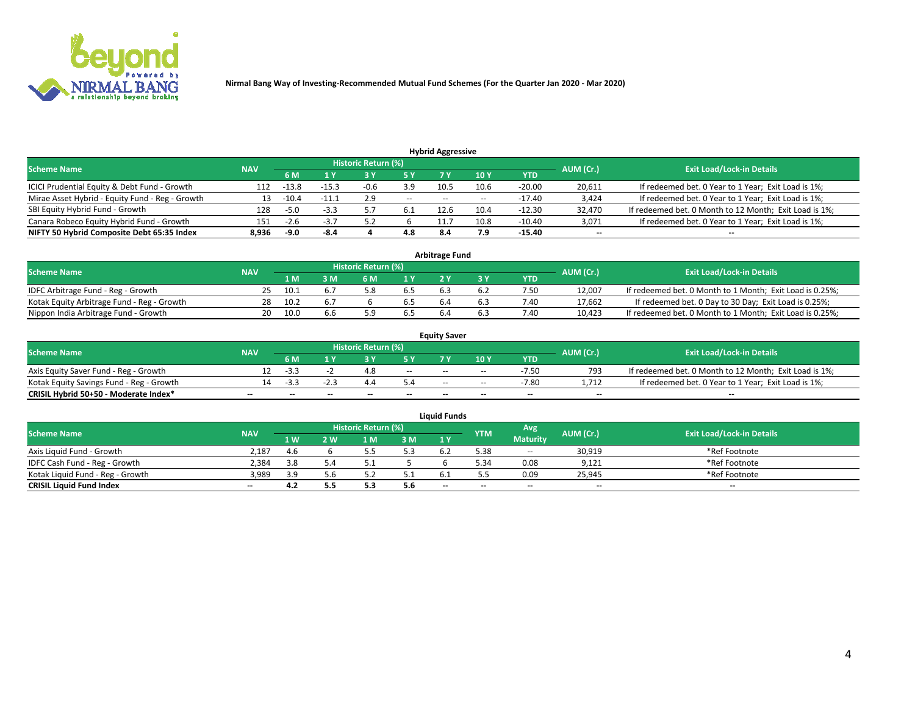**Nirmal Bang Way of Investing-Recommended Mutual Fund Schemes (For the Quarter Jan 2020 - Mar 2020)**

### Hybrid Aggressive

| Scheme Name | NAV | Historic Return (%) | | | | | | | AUM (Cr.) | Exit Load/Lock-in Details |
|---|---|---|---|---|---|---|---|---|---|---|
| | | 6 M | 1 Y | 3 Y | 5 Y | 7 Y | 10 Y | YTD | | |
| ICICI Prudential Equity & Debt Fund - Growth | 112 | -13.8 | -15.3 | -0.6 | 3.9 | 10.5 | 10.6 | -20.00 | 20,611 | If redeemed bet. 0 Year to 1 Year; Exit Load is 1%; |
| Mirae Asset Hybrid - Equity Fund - Reg - Growth | 13 | -10.4 | -11.1 | 2.9 | -- | -- | -- | -17.40 | 3,424 | If redeemed bet. 0 Year to 1 Year; Exit Load is 1%; |
| SBI Equity Hybrid Fund - Growth | 128 | -5.0 | -3.3 | 5.7 | 6.1 | 12.6 | 10.4 | -12.30 | 32,470 | If redeemed bet. 0 Month to 12 Month; Exit Load is 1%; |
| Canara Robeco Equity Hybrid Fund - Growth | 151 | -2.6 | -3.7 | 5.2 | 6 | 11.7 | 10.8 | -10.40 | 3,071 | If redeemed bet. 0 Year to 1 Year; Exit Load is 1%; |
| **NIFTY 50 Hybrid Composite Debt 65:35 Index** | **8,936** | **-9.0** | **-8.4** | **4** | **4.8** | **8.4** | **7.9** | **-15.40** | **--** | **--** |

### Arbitrage Fund

| Scheme Name | NAV | Historic Return (%) | | | | | | | AUM (Cr.) | Exit Load/Lock-in Details |
|---|---|---|---|---|---|---|---|---|---|---|
| | | 1 M | 3 M | 6 M | 1 Y | 2 Y | 3 Y | YTD | | |
| IDFC Arbitrage Fund - Reg - Growth | 25 | 10.1 | 6.7 | 5.8 | 6.5 | 6.3 | 6.2 | 7.50 | 12,007 | If redeemed bet. 0 Month to 1 Month; Exit Load is 0.25%; |
| Kotak Equity Arbitrage Fund - Reg - Growth | 28 | 10.2 | 6.7 | 6 | 6.5 | 6.4 | 6.3 | 7.40 | 17,662 | If redeemed bet. 0 Day to 30 Day; Exit Load is 0.25%; |
| Nippon India Arbitrage Fund - Growth | 20 | 10.0 | 6.6 | 5.9 | 6.5 | 6.4 | 6.3 | 7.40 | 10,423 | If redeemed bet. 0 Month to 1 Month; Exit Load is 0.25%; |

### Equity Saver

| Scheme Name | NAV | Historic Return (%) | | | | | | | AUM (Cr.) | Exit Load/Lock-in Details |
|---|---|---|---|---|---|---|---|---|---|---|
| | | 6 M | 1 Y | 3 Y | 5 Y | 7 Y | 10 Y | YTD | | |
| Axis Equity Saver Fund - Reg - Growth | 12 | -3.3 | -2 | 4.8 | -- | -- | -- | -7.50 | 793 | If redeemed bet. 0 Month to 12 Month; Exit Load is 1%; |
| Kotak Equity Savings Fund - Reg - Growth | 14 | -3.3 | -2.3 | 4.4 | 5.4 | -- | -- | -7.80 | 1,712 | If redeemed bet. 0 Year to 1 Year; Exit Load is 1%; |
| **CRISIL Hybrid 50+50 - Moderate Index*** | **--** | **--** | **--** | **--** | **--** | **--** | **--** | **--** | **--** | **--** |

### Liquid Funds

| Scheme Name | NAV | Historic Return (%) | | | | | YTM | Avg Maturity | AUM (Cr.) | Exit Load/Lock-in Details |
|---|---|---|---|---|---|---|---|---|---|---|
| | | 1 W | 2 W | 1 M | 3 M | 1 Y | | | | |
| Axis Liquid Fund - Growth | 2,187 | 4.6 | 6 | 5.5 | 5.3 | 6.2 | 5.38 | -- | 30,919 | *Ref Footnote |
| IDFC Cash Fund - Reg - Growth | 2,384 | 3.8 | 5.4 | 5.1 | 5 | 6 | 5.34 | 0.08 | 9,121 | *Ref Footnote |
| Kotak Liquid Fund - Reg - Growth | 3,989 | 3.9 | 5.6 | 5.2 | 5.1 | 6.1 | 5.5 | 0.09 | 25,945 | *Ref Footnote |
| **CRISIL Liquid Fund Index** | **--** | **4.2** | **5.5** | **5.3** | **5.6** | **--** | **--** | **--** | **--** | **--** |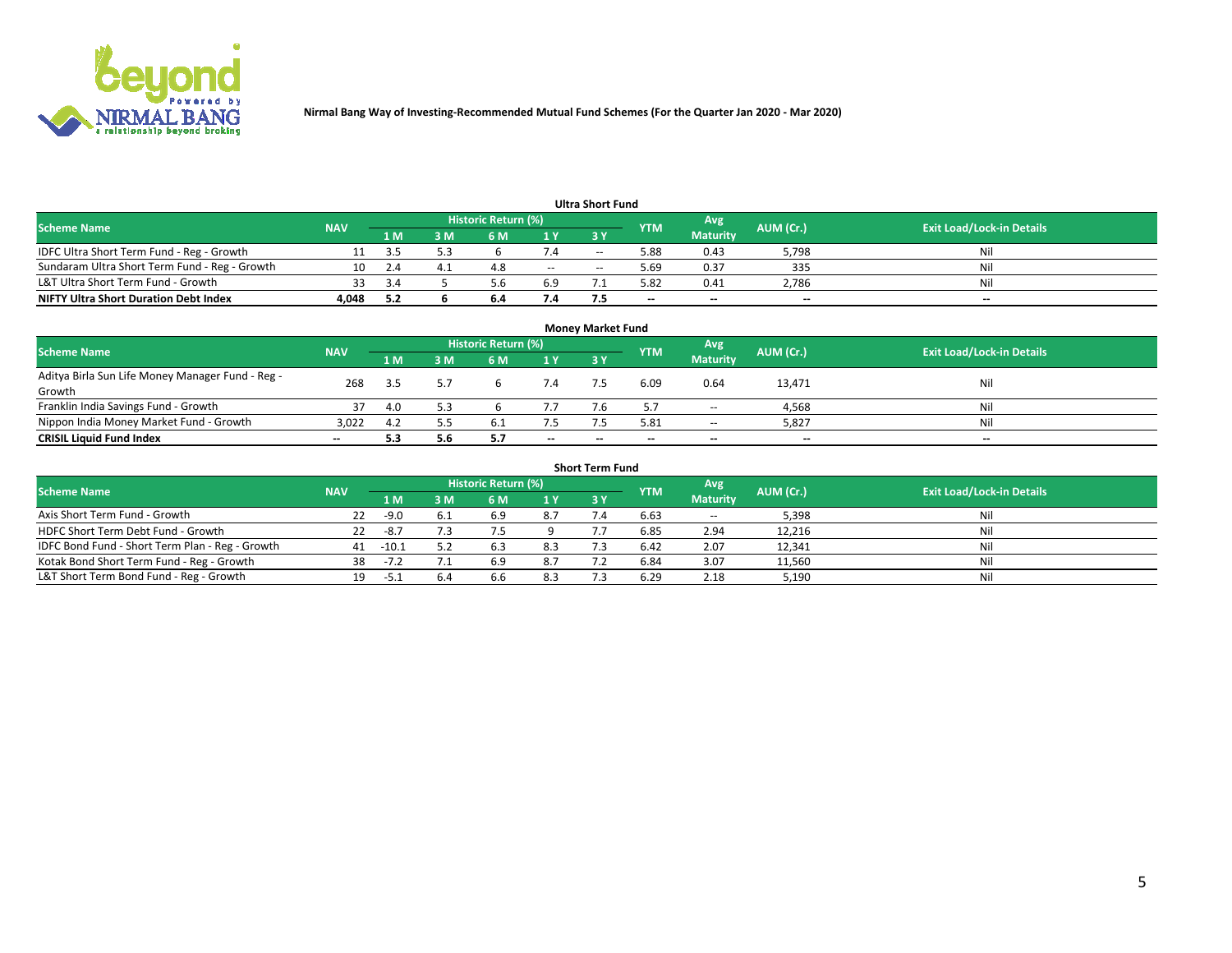Nirmal Bang Way of Investing-Recommended Mutual Fund Schemes (For the Quarter Jan 2020 - Mar 2020)

### Ultra Short Fund

| Scheme Name | NAV | Historic Return (%) | | | | | YTM | Avg Maturity | AUM (Cr.) | Exit Load/Lock-in Details |
|---|---|---|---|---|---|---|---|---|---|---|
| | | 1 M | 3 M | 6 M | 1 Y | 3 Y | | | | |
| IDFC Ultra Short Term Fund - Reg - Growth | 11 | 3.5 | 5.3 | 6 | 7.4 | -- | 5.88 | 0.43 | 5,798 | Nil |
| Sundaram Ultra Short Term Fund - Reg - Growth | 10 | 2.4 | 4.1 | 4.8 | -- | -- | 5.69 | 0.37 | 335 | Nil |
| L&T Ultra Short Term Fund - Growth | 33 | 3.4 | 5 | 5.6 | 6.9 | 7.1 | 5.82 | 0.41 | 2,786 | Nil |
| **NIFTY Ultra Short Duration Debt Index** | **4,048** | **5.2** | **6** | **6.4** | **7.4** | **7.5** | **--** | **--** | **--** | **--** |

### Money Market Fund

| Scheme Name | NAV | Historic Return (%) | | | | | YTM | Avg Maturity | AUM (Cr.) | Exit Load/Lock-in Details |
|---|---|---|---|---|---|---|---|---|---|---|
| | | 1 M | 3 M | 6 M | 1 Y | 3 Y | | | | |
| Aditya Birla Sun Life Money Manager Fund - Reg - Growth | 268 | 3.5 | 5.7 | 6 | 7.4 | 7.5 | 6.09 | 0.64 | 13,471 | Nil |
| Franklin India Savings Fund - Growth | 37 | 4.0 | 5.3 | 6 | 7.7 | 7.6 | 5.7 | -- | 4,568 | Nil |
| Nippon India Money Market Fund - Growth | 3,022 | 4.2 | 5.5 | 6.1 | 7.5 | 7.5 | 5.81 | -- | 5,827 | Nil |
| **CRISIL Liquid Fund Index** | **--** | **5.3** | **5.6** | **5.7** | **--** | **--** | **--** | **--** | **--** | **--** |

### Short Term Fund

| Scheme Name | NAV | Historic Return (%) | | | | | YTM | Avg Maturity | AUM (Cr.) | Exit Load/Lock-in Details |
|---|---|---|---|---|---|---|---|---|---|---|
| | | 1 M | 3 M | 6 M | 1 Y | 3 Y | | | | |
| Axis Short Term Fund - Growth | 22 | -9.0 | 6.1 | 6.9 | 8.7 | 7.4 | 6.63 | -- | 5,398 | Nil |
| HDFC Short Term Debt Fund - Growth | 22 | -8.7 | 7.3 | 7.5 | 9 | 7.7 | 6.85 | 2.94 | 12,216 | Nil |
| IDFC Bond Fund - Short Term Plan - Reg - Growth | 41 | -10.1 | 5.2 | 6.3 | 8.3 | 7.3 | 6.42 | 2.07 | 12,341 | Nil |
| Kotak Bond Short Term Fund - Reg - Growth | 38 | -7.2 | 7.1 | 6.9 | 8.7 | 7.2 | 6.84 | 3.07 | 11,560 | Nil |
| L&T Short Term Bond Fund - Reg - Growth | 19 | -5.1 | 6.4 | 6.6 | 8.3 | 7.3 | 6.29 | 2.18 | 5,190 | Nil |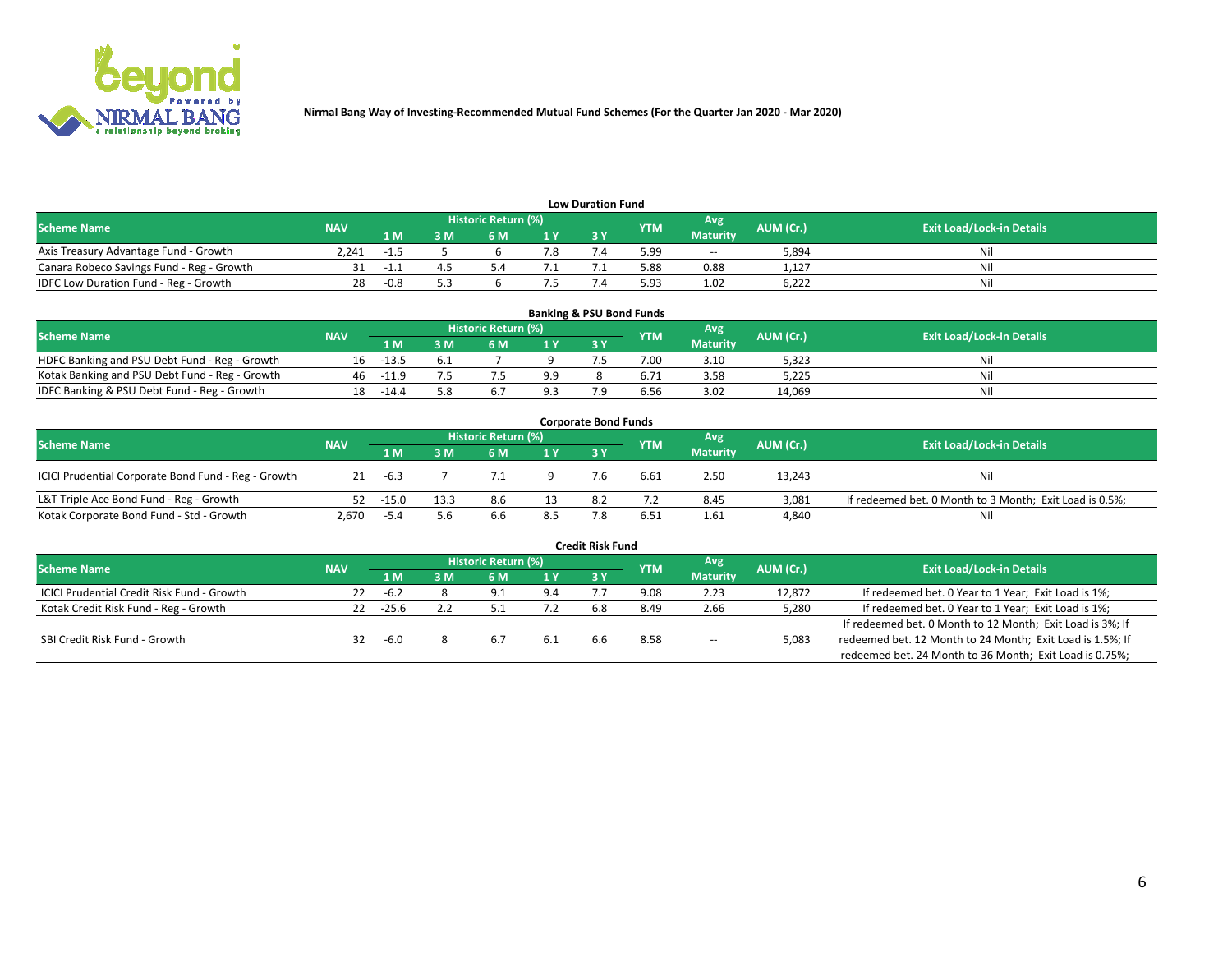Nirmal Bang Way of Investing-Recommended Mutual Fund Schemes (For the Quarter Jan 2020 - Mar 2020)

### Low Duration Fund

| Scheme Name | NAV | Historic Return (%) | | | | | YTM | Avg Maturity | AUM (Cr.) | Exit Load/Lock-in Details |
|---|---|---|---|---|---|---|---|---|---|---|
| | | 1 M | 3 M | 6 M | 1 Y | 3 Y | | | | |
| Axis Treasury Advantage Fund - Growth | 2,241 | -1.5 | 5 | 6 | 7.8 | 7.4 | 5.99 | -- | 5,894 | Nil |
| Canara Robeco Savings Fund - Reg - Growth | 31 | -1.1 | 4.5 | 5.4 | 7.1 | 7.1 | 5.88 | 0.88 | 1,127 | Nil |
| IDFC Low Duration Fund - Reg - Growth | 28 | -0.8 | 5.3 | 6 | 7.5 | 7.4 | 5.93 | 1.02 | 6,222 | Nil |

### Banking & PSU Bond Funds

| Scheme Name | NAV | Historic Return (%) | | | | | YTM | Avg Maturity | AUM (Cr.) | Exit Load/Lock-in Details |
|---|---|---|---|---|---|---|---|---|---|---|
| | | 1 M | 3 M | 6 M | 1 Y | 3 Y | | | | |
| HDFC Banking and PSU Debt Fund - Reg - Growth | 16 | -13.5 | 6.1 | 7 | 9 | 7.5 | 7.00 | 3.10 | 5,323 | Nil |
| Kotak Banking and PSU Debt Fund - Reg - Growth | 46 | -11.9 | 7.5 | 7.5 | 9.9 | 8 | 6.71 | 3.58 | 5,225 | Nil |
| IDFC Banking & PSU Debt Fund - Reg - Growth | 18 | -14.4 | 5.8 | 6.7 | 9.3 | 7.9 | 6.56 | 3.02 | 14,069 | Nil |

### Corporate Bond Funds

| Scheme Name | NAV | Historic Return (%) | | | | | YTM | Avg Maturity | AUM (Cr.) | Exit Load/Lock-in Details |
|---|---|---|---|---|---|---|---|---|---|---|
| | | 1 M | 3 M | 6 M | 1 Y | 3 Y | | | | |
| ICICI Prudential Corporate Bond Fund - Reg - Growth | 21 | -6.3 | 7 | 7.1 | 9 | 7.6 | 6.61 | 2.50 | 13,243 | Nil |
| L&T Triple Ace Bond Fund - Reg - Growth | 52 | -15.0 | 13.3 | 8.6 | 13 | 8.2 | 7.2 | 8.45 | 3,081 | If redeemed bet. 0 Month to 3 Month; Exit Load is 0.5%; |
| Kotak Corporate Bond Fund - Std - Growth | 2,670 | -5.4 | 5.6 | 6.6 | 8.5 | 7.8 | 6.51 | 1.61 | 4,840 | Nil |

### Credit Risk Fund

| Scheme Name | NAV | Historic Return (%) | | | | | YTM | Avg Maturity | AUM (Cr.) | Exit Load/Lock-in Details |
|---|---|---|---|---|---|---|---|---|---|---|
| | | 1 M | 3 M | 6 M | 1 Y | 3 Y | | | | |
| ICICI Prudential Credit Risk Fund - Growth | 22 | -6.2 | 8 | 9.1 | 9.4 | 7.7 | 9.08 | 2.23 | 12,872 | If redeemed bet. 0 Year to 1 Year; Exit Load is 1%; |
| Kotak Credit Risk Fund - Reg - Growth | 22 | -25.6 | 2.2 | 5.1 | 7.2 | 6.8 | 8.49 | 2.66 | 5,280 | If redeemed bet. 0 Year to 1 Year; Exit Load is 1%; |
| SBI Credit Risk Fund - Growth | 32 | -6.0 | 8 | 6.7 | 6.1 | 6.6 | 8.58 | -- | 5,083 | If redeemed bet. 0 Month to 12 Month; Exit Load is 3%; If redeemed bet. 12 Month to 24 Month; Exit Load is 1.5%; If redeemed bet. 24 Month to 36 Month; Exit Load is 0.75%; |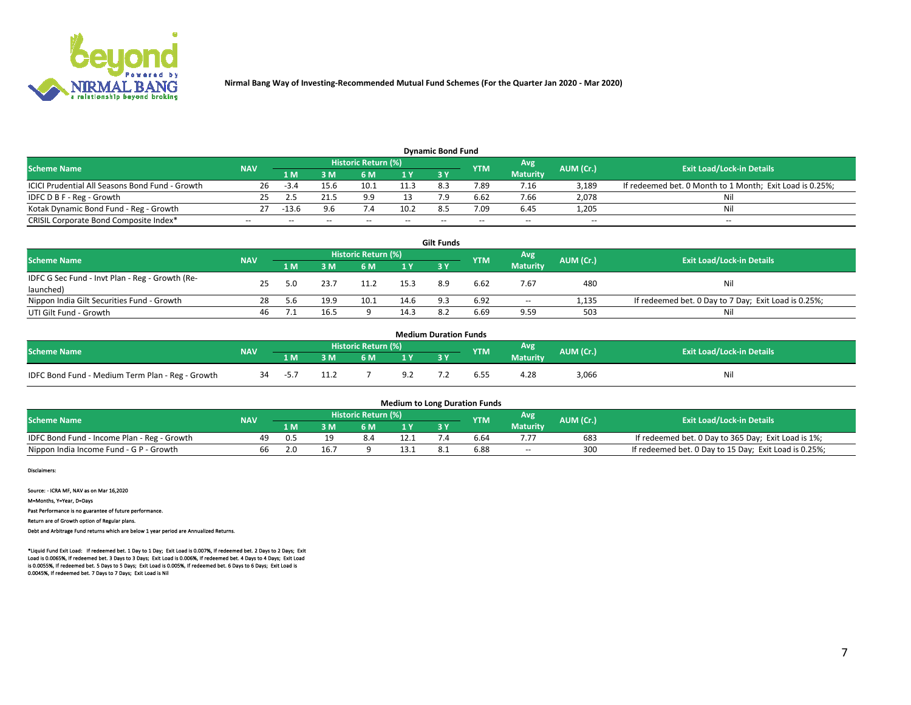Nirmal Bang Way of Investing-Recommended Mutual Fund Schemes (For the Quarter Jan 2020 - Mar 2020)

### Dynamic Bond Fund

| Scheme Name | NAV | Historic Return (%) | | | | | YTM | Avg Maturity | AUM (Cr.) | Exit Load/Lock-in Details |
|---|---|---|---|---|---|---|---|---|---|---|
| | | 1 M | 3 M | 6 M | 1 Y | 3 Y | | | | |
| ICICI Prudential All Seasons Bond Fund - Growth | 26 | -3.4 | 15.6 | 10.1 | 11.3 | 8.3 | 7.89 | 7.16 | 3,189 | If redeemed bet. 0 Month to 1 Month; Exit Load is 0.25%; |
| IDFC D B F - Reg - Growth | 25 | 2.5 | 21.5 | 9.9 | 13 | 7.9 | 6.62 | 7.66 | 2,078 | Nil |
| Kotak Dynamic Bond Fund - Reg - Growth | 27 | -13.6 | 9.6 | 7.4 | 10.2 | 8.5 | 7.09 | 6.45 | 1,205 | Nil |
| CRISIL Corporate Bond Composite Index* | -- | -- | -- | -- | -- | -- | -- | -- | -- | -- |

### Gilt Funds

| Scheme Name | NAV | Historic Return (%) | | | | | YTM | Avg Maturity | AUM (Cr.) | Exit Load/Lock-in Details |
|---|---|---|---|---|---|---|---|---|---|---|
| | | 1 M | 3 M | 6 M | 1 Y | 3 Y | | | | |
| IDFC G Sec Fund - Invt Plan - Reg - Growth (Re-launched) | 25 | 5.0 | 23.7 | 11.2 | 15.3 | 8.9 | 6.62 | 7.67 | 480 | Nil |
| Nippon India Gilt Securities Fund - Growth | 28 | 5.6 | 19.9 | 10.1 | 14.6 | 9.3 | 6.92 | -- | 1,135 | If redeemed bet. 0 Day to 7 Day; Exit Load is 0.25%; |
| UTI Gilt Fund - Growth | 46 | 7.1 | 16.5 | 9 | 14.3 | 8.2 | 6.69 | 9.59 | 503 | Nil |

### Medium Duration Funds

| Scheme Name | NAV | Historic Return (%) | | | | | YTM | Avg Maturity | AUM (Cr.) | Exit Load/Lock-in Details |
|---|---|---|---|---|---|---|---|---|---|---|
| | | 1 M | 3 M | 6 M | 1 Y | 3 Y | | | | |
| IDFC Bond Fund - Medium Term Plan - Reg - Growth | 34 | -5.7 | 11.2 | 7 | 9.2 | 7.2 | 6.55 | 4.28 | 3,066 | Nil |

### Medium to Long Duration Funds

| Scheme Name | NAV | Historic Return (%) | | | | | YTM | Avg Maturity | AUM (Cr.) | Exit Load/Lock-in Details |
|---|---|---|---|---|---|---|---|---|---|---|
| | | 1 M | 3 M | 6 M | 1 Y | 3 Y | | | | |
| IDFC Bond Fund - Income Plan - Reg - Growth | 49 | 0.5 | 19 | 8.4 | 12.1 | 7.4 | 6.64 | 7.77 | 683 | If redeemed bet. 0 Day to 365 Day; Exit Load is 1%; |
| Nippon India Income Fund - G P - Growth | 66 | 2.0 | 16.7 | 9 | 13.1 | 8.1 | 6.88 | -- | 300 | If redeemed bet. 0 Day to 15 Day; Exit Load is 0.25%; |

Disclaimers:

Source: - ICRA MF, NAV as on Mar 16,2020

M=Months, Y=Year, D=Days

Past Performance is no guarantee of future performance.

Return are of Growth option of Regular plans.

Debt and Arbitrage Fund returns which are below 1 year period are Annualized Returns.

*Liquid Fund Exit Load: If redeemed bet. 1 Day to 1 Day; Exit Load is 0.007%, If redeemed bet. 2 Days to 2 Days; Exit Load is 0.0065%, If redeemed bet. 3 Days to 3 Days; Exit Load is 0.006%, If redeemed bet. 4 Days to 4 Days; Exit Load is 0.0055%, If redeemed bet. 5 Days to 5 Days; Exit Load is 0.005%, If redeemed bet. 6 Days to 6 Days; Exit Load is 0.0045%, If redeemed bet. 7 Days to 7 Days; Exit Load is Nil